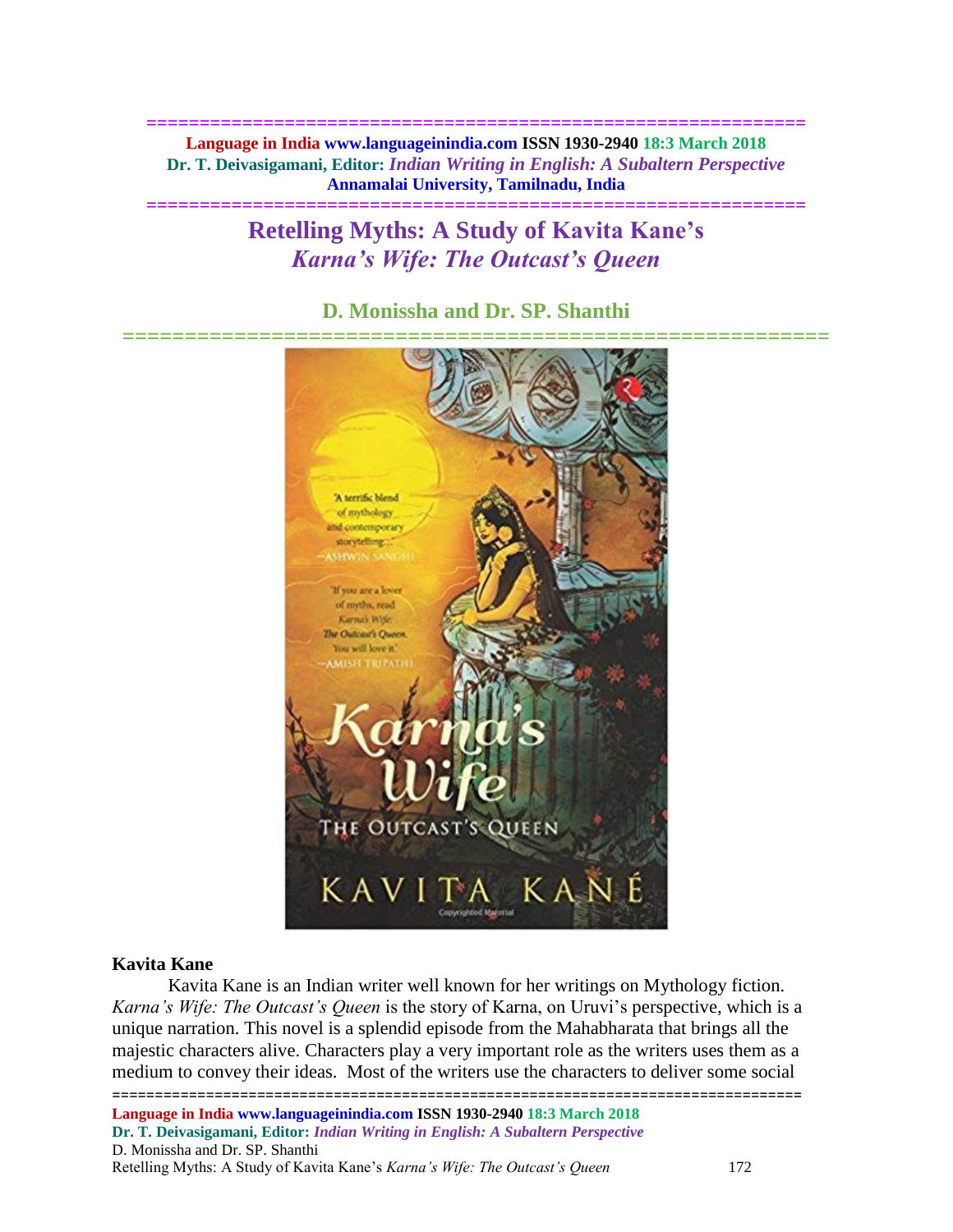# Retelling Myths: A Study of Kavita Kane's *Karna's Wife: The Outcast's Queen*

## D. Monissha and Dr. SP. Shanthi

### Kavita Kane

Kavita Kane is an Indian writer well known for her writings on Mythology fiction. *Karna's Wife: The Outcast's Queen* is the story of Karna, on Uruvi's perspective, which is a unique narration. This novel is a splendid episode from the Mahabharata that brings all the majestic characters alive. Characters play a very important role as the writers uses them as a medium to convey their ideas. Most of the writers use the characters to deliver some social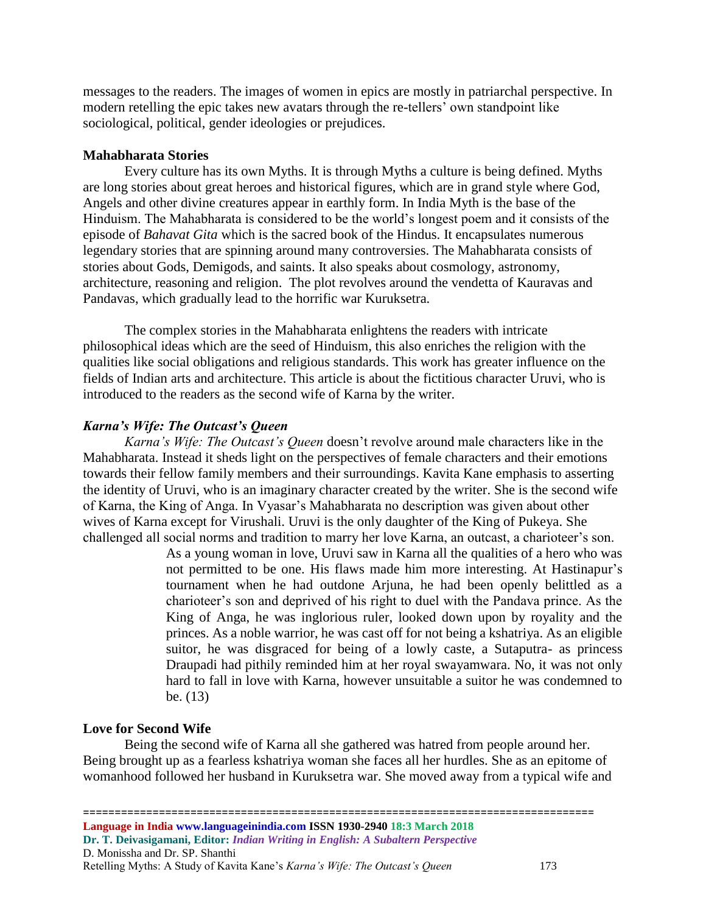messages to the readers. The images of women in epics are mostly in patriarchal perspective. In modern retelling the epic takes new avatars through the re-tellers' own standpoint like sociological, political, gender ideologies or prejudices.

**Mahabharata Stories**

Every culture has its own Myths. It is through Myths a culture is being defined. Myths are long stories about great heroes and historical figures, which are in grand style where God, Angels and other divine creatures appear in earthly form. In India Myth is the base of the Hinduism. The Mahabharata is considered to be the world's longest poem and it consists of the episode of *Bahavat Gita* which is the sacred book of the Hindus. It encapsulates numerous legendary stories that are spinning around many controversies. The Mahabharata consists of stories about Gods, Demigods, and saints. It also speaks about cosmology, astronomy, architecture, reasoning and religion. The plot revolves around the vendetta of Kauravas and Pandavas, which gradually lead to the horrific war Kuruksetra.

The complex stories in the Mahabharata enlightens the readers with intricate philosophical ideas which are the seed of Hinduism, this also enriches the religion with the qualities like social obligations and religious standards. This work has greater influence on the fields of Indian arts and architecture. This article is about the fictitious character Uruvi, who is introduced to the readers as the second wife of Karna by the writer.

***Karna's Wife: The Outcast's Queen***

*Karna's Wife: The Outcast's Queen* doesn't revolve around male characters like in the Mahabharata. Instead it sheds light on the perspectives of female characters and their emotions towards their fellow family members and their surroundings. Kavita Kane emphasis to asserting the identity of Uruvi, who is an imaginary character created by the writer. She is the second wife of Karna, the King of Anga. In Vyasar's Mahabharata no description was given about other wives of Karna except for Virushali. Uruvi is the only daughter of the King of Pukeya. She challenged all social norms and tradition to marry her love Karna, an outcast, a charioteer's son.

> As a young woman in love, Uruvi saw in Karna all the qualities of a hero who was not permitted to be one. His flaws made him more interesting. At Hastinapur's tournament when he had outdone Arjuna, he had been openly belittled as a charioteer's son and deprived of his right to duel with the Pandava prince. As the King of Anga, he was inglorious ruler, looked down upon by royality and the princes. As a noble warrior, he was cast off for not being a kshatriya. As an eligible suitor, he was disgraced for being of a lowly caste, a Sutaputra- as princess Draupadi had pithily reminded him at her royal swayamwara. No, it was not only hard to fall in love with Karna, however unsuitable a suitor he was condemned to be. (13)

**Love for Second Wife**

Being the second wife of Karna all she gathered was hatred from people around her. Being brought up as a fearless kshatriya woman she faces all her hurdles. She as an epitome of womanhood followed her husband in Kuruksetra war. She moved away from a typical wife and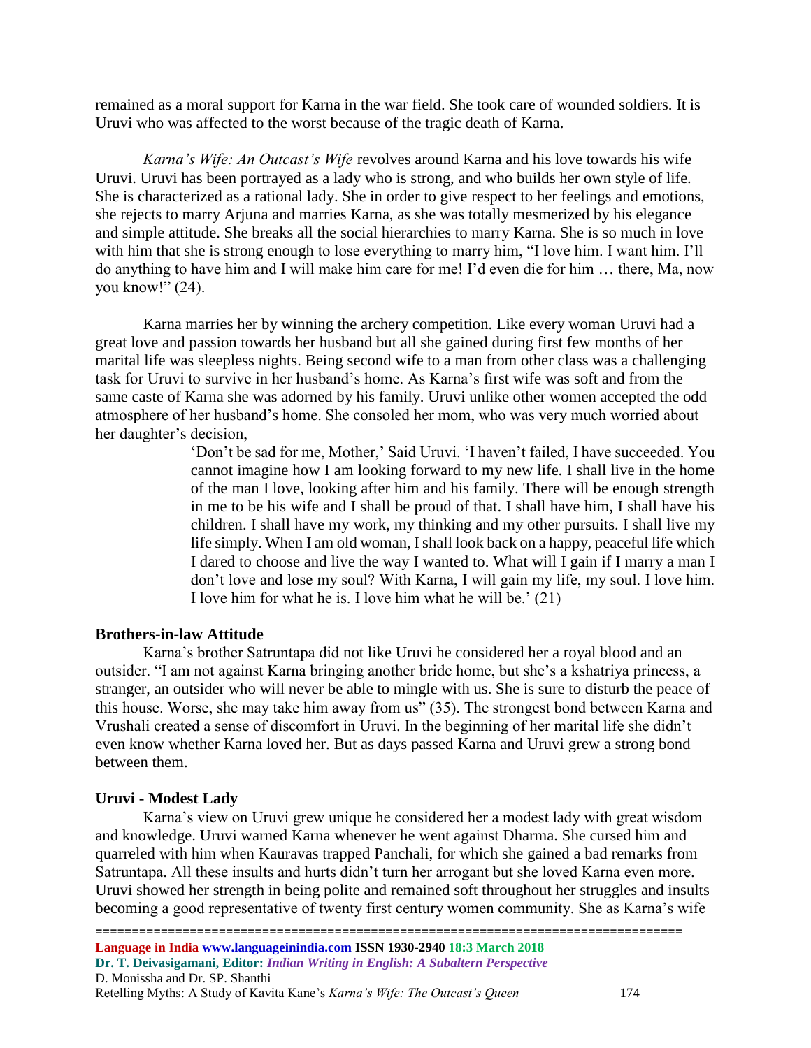remained as a moral support for Karna in the war field. She took care of wounded soldiers. It is Uruvi who was affected to the worst because of the tragic death of Karna.

*Karna's Wife: An Outcast's Wife* revolves around Karna and his love towards his wife Uruvi. Uruvi has been portrayed as a lady who is strong, and who builds her own style of life. She is characterized as a rational lady. She in order to give respect to her feelings and emotions, she rejects to marry Arjuna and marries Karna, as she was totally mesmerized by his elegance and simple attitude. She breaks all the social hierarchies to marry Karna. She is so much in love with him that she is strong enough to lose everything to marry him, "I love him. I want him. I'll do anything to have him and I will make him care for me! I'd even die for him … there, Ma, now you know!" (24).

Karna marries her by winning the archery competition. Like every woman Uruvi had a great love and passion towards her husband but all she gained during first few months of her marital life was sleepless nights. Being second wife to a man from other class was a challenging task for Uruvi to survive in her husband's home. As Karna's first wife was soft and from the same caste of Karna she was adorned by his family. Uruvi unlike other women accepted the odd atmosphere of her husband's home. She consoled her mom, who was very much worried about her daughter's decision,

> 'Don't be sad for me, Mother,' Said Uruvi. 'I haven't failed, I have succeeded. You cannot imagine how I am looking forward to my new life. I shall live in the home of the man I love, looking after him and his family. There will be enough strength in me to be his wife and I shall be proud of that. I shall have him, I shall have his children. I shall have my work, my thinking and my other pursuits. I shall live my life simply. When I am old woman, I shall look back on a happy, peaceful life which I dared to choose and live the way I wanted to. What will I gain if I marry a man I don't love and lose my soul? With Karna, I will gain my life, my soul. I love him. I love him for what he is. I love him what he will be.' (21)

### Brothers-in-law Attitude

Karna's brother Satruntapa did not like Uruvi he considered her a royal blood and an outsider. "I am not against Karna bringing another bride home, but she's a kshatriya princess, a stranger, an outsider who will never be able to mingle with us. She is sure to disturb the peace of this house. Worse, she may take him away from us" (35). The strongest bond between Karna and Vrushali created a sense of discomfort in Uruvi. In the beginning of her marital life she didn't even know whether Karna loved her. But as days passed Karna and Uruvi grew a strong bond between them.

### Uruvi - Modest Lady

Karna's view on Uruvi grew unique he considered her a modest lady with great wisdom and knowledge. Uruvi warned Karna whenever he went against Dharma. She cursed him and quarreled with him when Kauravas trapped Panchali, for which she gained a bad remarks from Satruntapa. All these insults and hurts didn't turn her arrogant but she loved Karna even more. Uruvi showed her strength in being polite and remained soft throughout her struggles and insults becoming a good representative of twenty first century women community. She as Karna's wife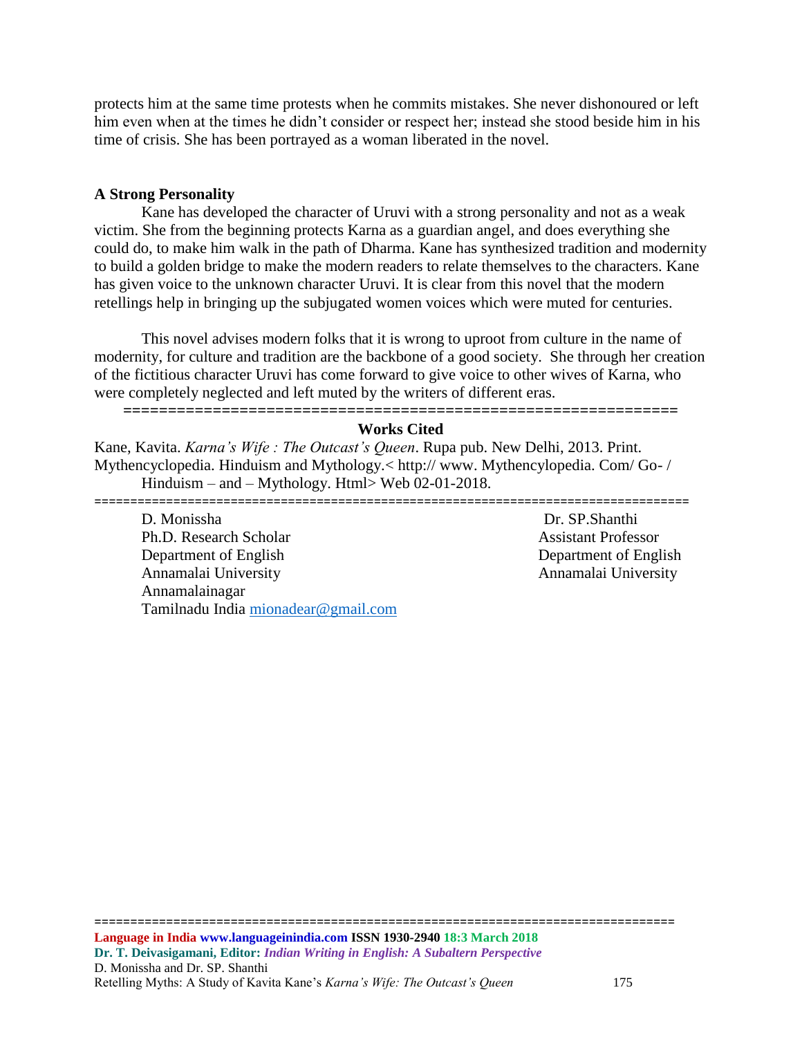protects him at the same time protests when he commits mistakes. She never dishonoured or left him even when at the times he didn't consider or respect her; instead she stood beside him in his time of crisis. She has been portrayed as a woman liberated in the novel.

### A Strong Personality

Kane has developed the character of Uruvi with a strong personality and not as a weak victim. She from the beginning protects Karna as a guardian angel, and does everything she could do, to make him walk in the path of Dharma. Kane has synthesized tradition and modernity to build a golden bridge to make the modern readers to relate themselves to the characters. Kane has given voice to the unknown character Uruvi. It is clear from this novel that the modern retellings help in bringing up the subjugated women voices which were muted for centuries.

This novel advises modern folks that it is wrong to uproot from culture in the name of modernity, for culture and tradition are the backbone of a good society. She through her creation of the fictitious character Uruvi has come forward to give voice to other wives of Karna, who were completely neglected and left muted by the writers of different eras.

================================================================

### Works Cited

Kane, Kavita. *Karna's Wife : The Outcast's Queen*. Rupa pub. New Delhi, 2013. Print.

Mythencyclopedia. Hinduism and Mythology.< http:// www. Mythencylopedia. Com/ Go- / Hinduism – and – Mythology. Html> Web 02-01-2018.

================================================================================

D. Monissha
Ph.D. Research Scholar
Department of English
Annamalai University
Annamalainagar
Tamilnadu India mionadear@gmail.com

Dr. SP.Shanthi
Assistant Professor
Department of English
Annamalai University